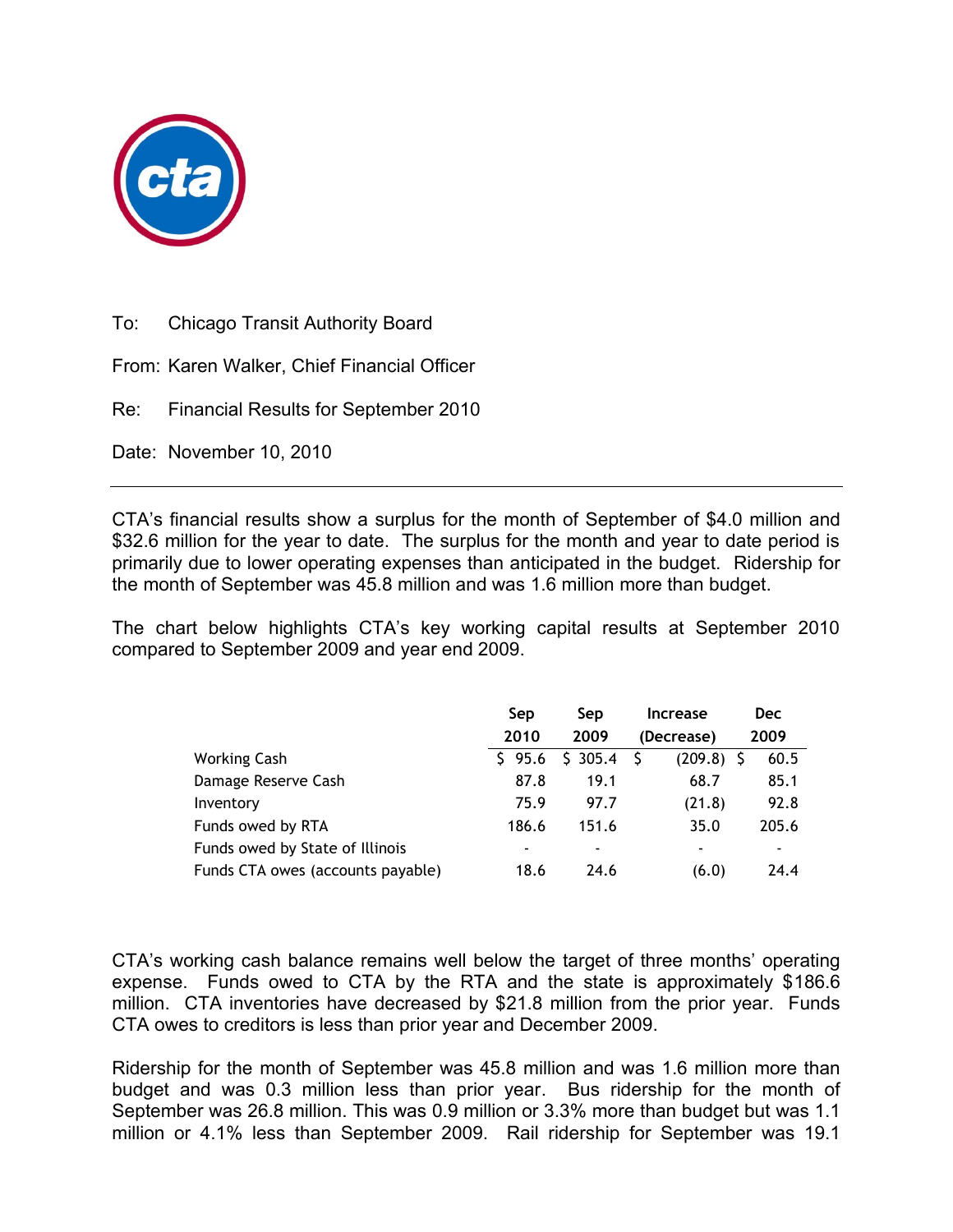To: Chicago Transit Authority Board

From: Karen Walker, Chief Financial Officer

Re: Financial Results for September 2010

Date: November 10, 2010

---

CTA's financial results show a surplus for the month of September of $4.0 million and $32.6 million for the year to date. The surplus for the month and year to date period is primarily due to lower operating expenses than anticipated in the budget. Ridership for the month of September was 45.8 million and was 1.6 million more than budget.

The chart below highlights CTA's key working capital results at September 2010 compared to September 2009 and year end 2009.

| | Sep 2010 | Sep 2009 | Increase (Decrease) | Dec 2009 |
|---|---|---|---|---|
| Working Cash | $ 95.6 | $ 305.4 | $ (209.8) | $ 60.5 |
| Damage Reserve Cash | 87.8 | 19.1 | 68.7 | 85.1 |
| Inventory | 75.9 | 97.7 | (21.8) | 92.8 |
| Funds owed by RTA | 186.6 | 151.6 | 35.0 | 205.6 |
| Funds owed by State of Illinois | - | - | - | - |
| Funds CTA owes (accounts payable) | 18.6 | 24.6 | (6.0) | 24.4 |

CTA's working cash balance remains well below the target of three months' operating expense. Funds owed to CTA by the RTA and the state is approximately $186.6 million. CTA inventories have decreased by $21.8 million from the prior year. Funds CTA owes to creditors is less than prior year and December 2009.

Ridership for the month of September was 45.8 million and was 1.6 million more than budget and was 0.3 million less than prior year. Bus ridership for the month of September was 26.8 million. This was 0.9 million or 3.3% more than budget but was 1.1 million or 4.1% less than September 2009. Rail ridership for September was 19.1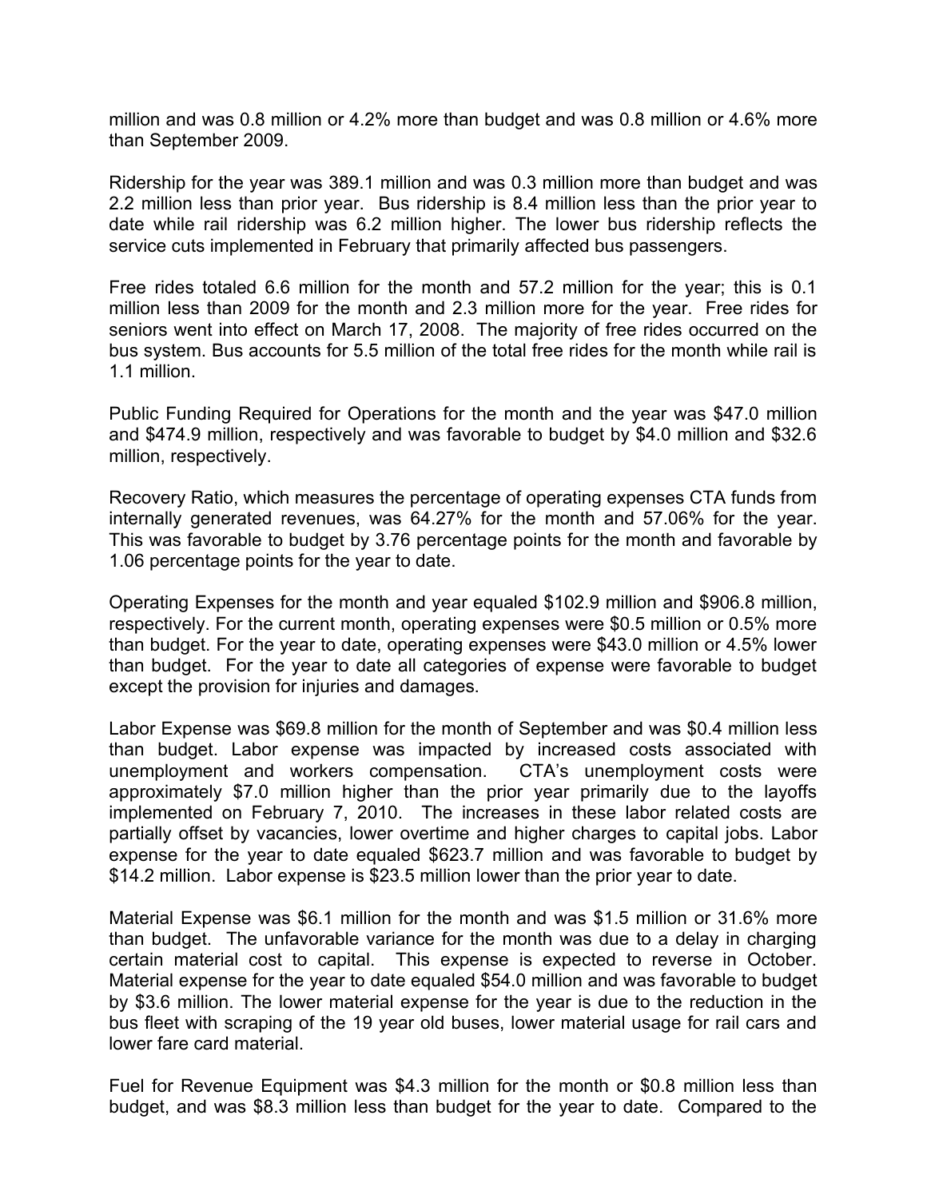million and was 0.8 million or 4.2% more than budget and was 0.8 million or 4.6% more than September 2009.

Ridership for the year was 389.1 million and was 0.3 million more than budget and was 2.2 million less than prior year. Bus ridership is 8.4 million less than the prior year to date while rail ridership was 6.2 million higher. The lower bus ridership reflects the service cuts implemented in February that primarily affected bus passengers.

Free rides totaled 6.6 million for the month and 57.2 million for the year; this is 0.1 million less than 2009 for the month and 2.3 million more for the year. Free rides for seniors went into effect on March 17, 2008. The majority of free rides occurred on the bus system. Bus accounts for 5.5 million of the total free rides for the month while rail is 1.1 million.

Public Funding Required for Operations for the month and the year was $47.0 million and $474.9 million, respectively and was favorable to budget by $4.0 million and $32.6 million, respectively.

Recovery Ratio, which measures the percentage of operating expenses CTA funds from internally generated revenues, was 64.27% for the month and 57.06% for the year. This was favorable to budget by 3.76 percentage points for the month and favorable by 1.06 percentage points for the year to date.

Operating Expenses for the month and year equaled $102.9 million and $906.8 million, respectively. For the current month, operating expenses were $0.5 million or 0.5% more than budget. For the year to date, operating expenses were $43.0 million or 4.5% lower than budget. For the year to date all categories of expense were favorable to budget except the provision for injuries and damages.

Labor Expense was $69.8 million for the month of September and was $0.4 million less than budget. Labor expense was impacted by increased costs associated with unemployment and workers compensation. CTA's unemployment costs were approximately $7.0 million higher than the prior year primarily due to the layoffs implemented on February 7, 2010. The increases in these labor related costs are partially offset by vacancies, lower overtime and higher charges to capital jobs. Labor expense for the year to date equaled $623.7 million and was favorable to budget by $14.2 million. Labor expense is $23.5 million lower than the prior year to date.

Material Expense was $6.1 million for the month and was $1.5 million or 31.6% more than budget. The unfavorable variance for the month was due to a delay in charging certain material cost to capital. This expense is expected to reverse in October. Material expense for the year to date equaled $54.0 million and was favorable to budget by $3.6 million. The lower material expense for the year is due to the reduction in the bus fleet with scraping of the 19 year old buses, lower material usage for rail cars and lower fare card material.

Fuel for Revenue Equipment was $4.3 million for the month or $0.8 million less than budget, and was $8.3 million less than budget for the year to date. Compared to the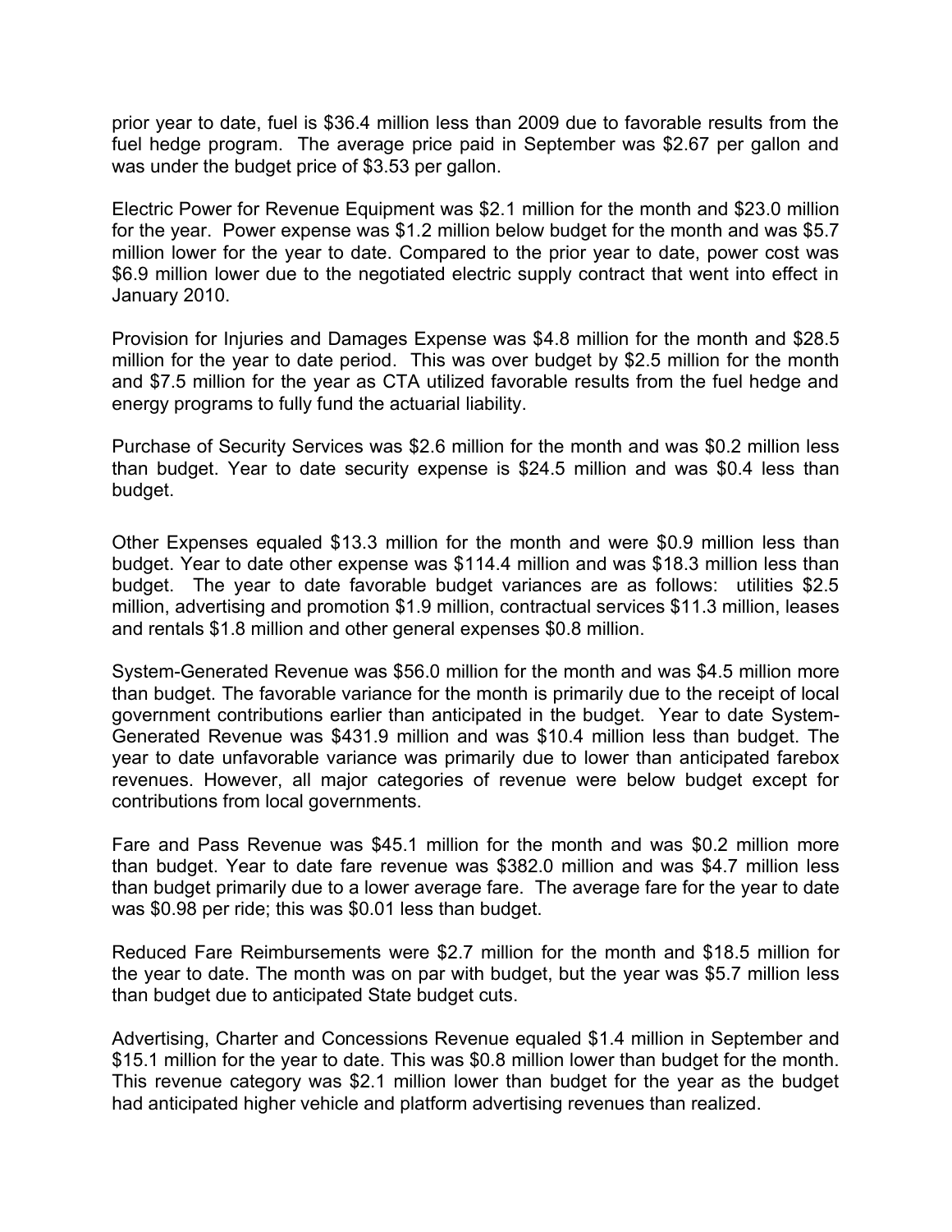prior year to date, fuel is $36.4 million less than 2009 due to favorable results from the fuel hedge program. The average price paid in September was $2.67 per gallon and was under the budget price of $3.53 per gallon.

Electric Power for Revenue Equipment was $2.1 million for the month and $23.0 million for the year. Power expense was $1.2 million below budget for the month and was $5.7 million lower for the year to date. Compared to the prior year to date, power cost was $6.9 million lower due to the negotiated electric supply contract that went into effect in January 2010.

Provision for Injuries and Damages Expense was $4.8 million for the month and $28.5 million for the year to date period. This was over budget by $2.5 million for the month and $7.5 million for the year as CTA utilized favorable results from the fuel hedge and energy programs to fully fund the actuarial liability.

Purchase of Security Services was $2.6 million for the month and was $0.2 million less than budget. Year to date security expense is $24.5 million and was $0.4 less than budget.

Other Expenses equaled $13.3 million for the month and were $0.9 million less than budget. Year to date other expense was $114.4 million and was $18.3 million less than budget. The year to date favorable budget variances are as follows: utilities $2.5 million, advertising and promotion $1.9 million, contractual services $11.3 million, leases and rentals $1.8 million and other general expenses $0.8 million.

System-Generated Revenue was $56.0 million for the month and was $4.5 million more than budget. The favorable variance for the month is primarily due to the receipt of local government contributions earlier than anticipated in the budget. Year to date System-Generated Revenue was $431.9 million and was $10.4 million less than budget. The year to date unfavorable variance was primarily due to lower than anticipated farebox revenues. However, all major categories of revenue were below budget except for contributions from local governments.

Fare and Pass Revenue was $45.1 million for the month and was $0.2 million more than budget. Year to date fare revenue was $382.0 million and was $4.7 million less than budget primarily due to a lower average fare. The average fare for the year to date was $0.98 per ride; this was $0.01 less than budget.

Reduced Fare Reimbursements were $2.7 million for the month and $18.5 million for the year to date. The month was on par with budget, but the year was $5.7 million less than budget due to anticipated State budget cuts.

Advertising, Charter and Concessions Revenue equaled $1.4 million in September and $15.1 million for the year to date. This was $0.8 million lower than budget for the month. This revenue category was $2.1 million lower than budget for the year as the budget had anticipated higher vehicle and platform advertising revenues than realized.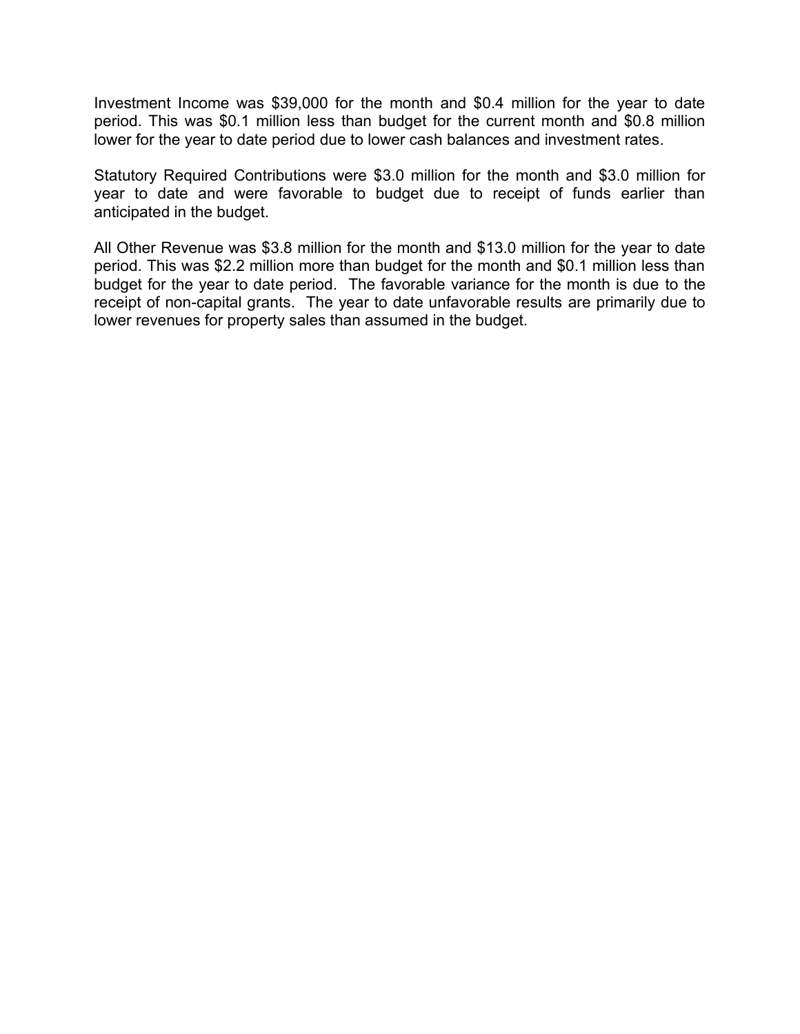Investment Income was $39,000 for the month and $0.4 million for the year to date period. This was $0.1 million less than budget for the current month and $0.8 million lower for the year to date period due to lower cash balances and investment rates.

Statutory Required Contributions were $3.0 million for the month and $3.0 million for year to date and were favorable to budget due to receipt of funds earlier than anticipated in the budget.

All Other Revenue was $3.8 million for the month and $13.0 million for the year to date period. This was $2.2 million more than budget for the month and $0.1 million less than budget for the year to date period. The favorable variance for the month is due to the receipt of non-capital grants. The year to date unfavorable results are primarily due to lower revenues for property sales than assumed in the budget.